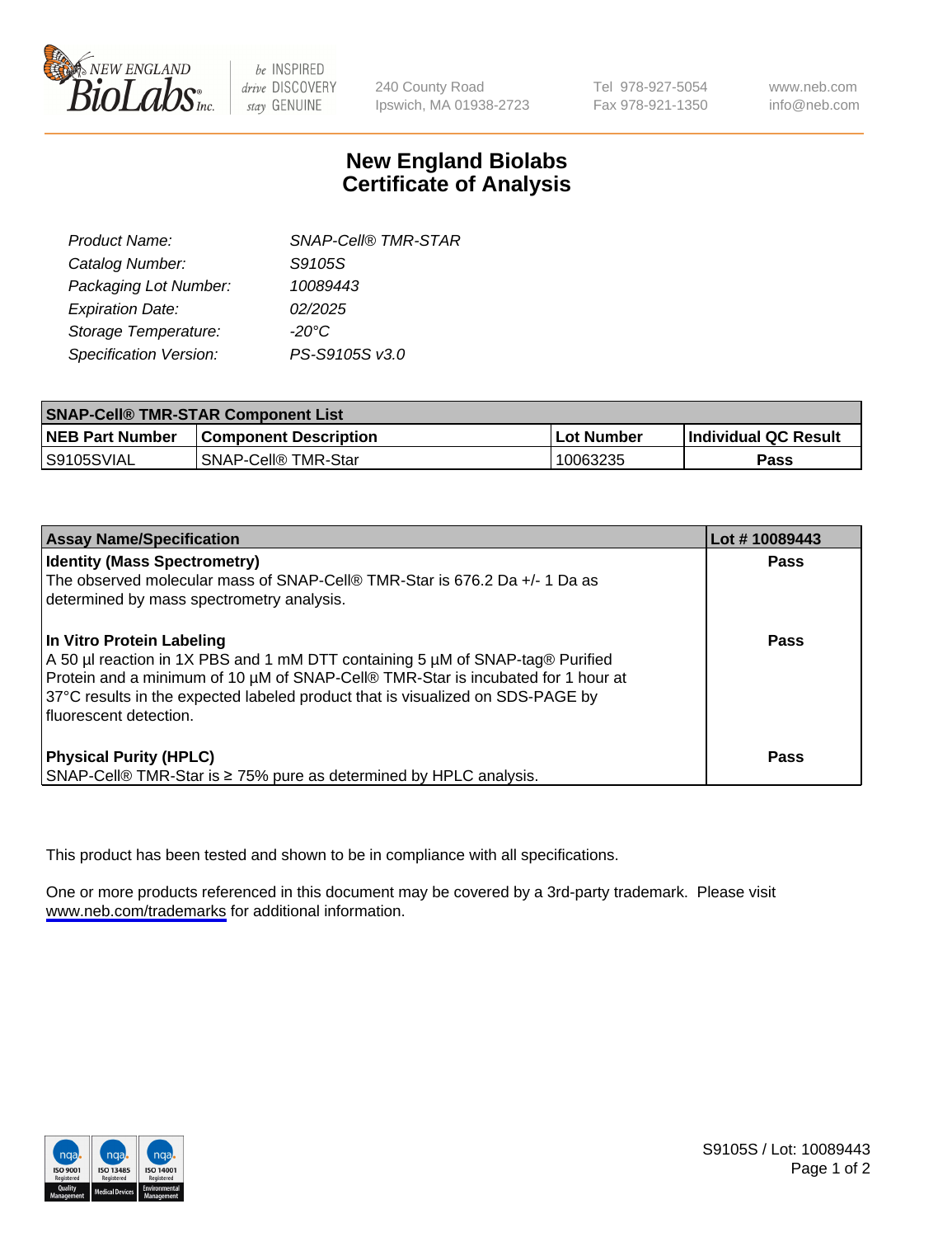# New England Biolabs Certificate of Analysis

| | |
|---|---|
| *Product Name:* | *SNAP-Cell® TMR-STAR* |
| *Catalog Number:* | *S9105S* |
| *Packaging Lot Number:* | *10089443* |
| *Expiration Date:* | *02/2025* |
| *Storage Temperature:* | *-20°C* |
| *Specification Version:* | *PS-S9105S v3.0* |

| **SNAP-Cell® TMR-STAR Component List** | | | |
|---|---|---|---|
| **NEB Part Number** | **Component Description** | **Lot Number** | **Individual QC Result** |
| S9105SVIAL | SNAP-Cell® TMR-Star | 10063235 | **Pass** |

| **Assay Name/Specification** | **Lot # 10089443** |
|---|---|
| **Identity (Mass Spectrometry)**<br>The observed molecular mass of SNAP-Cell® TMR-Star is 676.2 Da +/- 1 Da as determined by mass spectrometry analysis. | **Pass** |
| **In Vitro Protein Labeling**<br>A 50 µl reaction in 1X PBS and 1 mM DTT containing 5 µM of SNAP-tag® Purified Protein and a minimum of 10 µM of SNAP-Cell® TMR-Star is incubated for 1 hour at 37°C results in the expected labeled product that is visualized on SDS-PAGE by fluorescent detection. | **Pass** |
| **Physical Purity (HPLC)**<br>SNAP-Cell® TMR-Star is ≥ 75% pure as determined by HPLC analysis. | **Pass** |

This product has been tested and shown to be in compliance with all specifications.

One or more products referenced in this document may be covered by a 3rd-party trademark. Please visit www.neb.com/trademarks for additional information.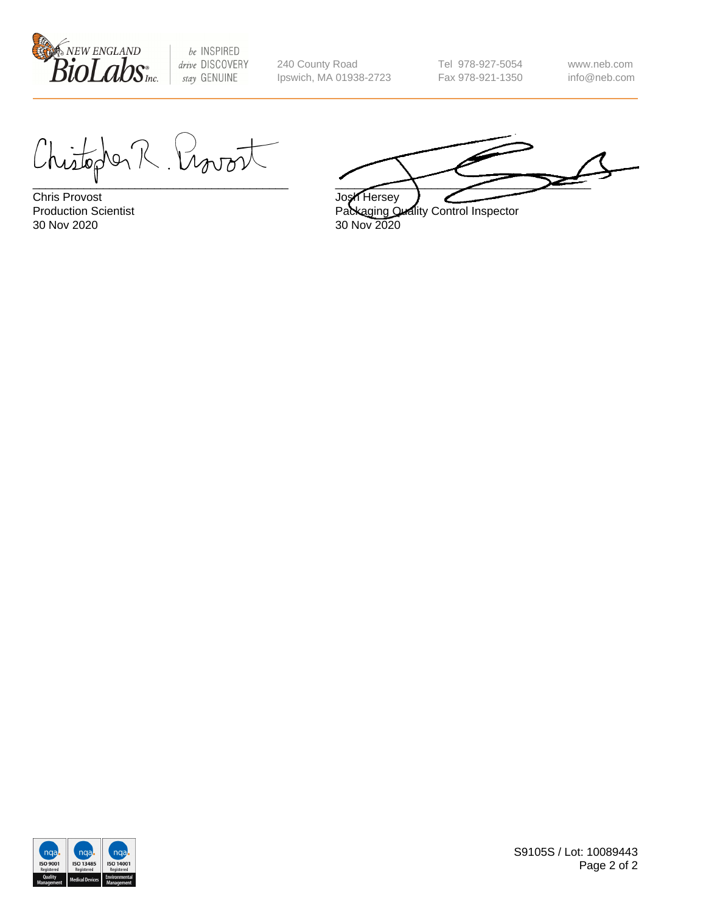Chris Provost
Production Scientist
30 Nov 2020

Josh Hersey
Packaging Quality Control Inspector
30 Nov 2020

S9105S / Lot: 10089443